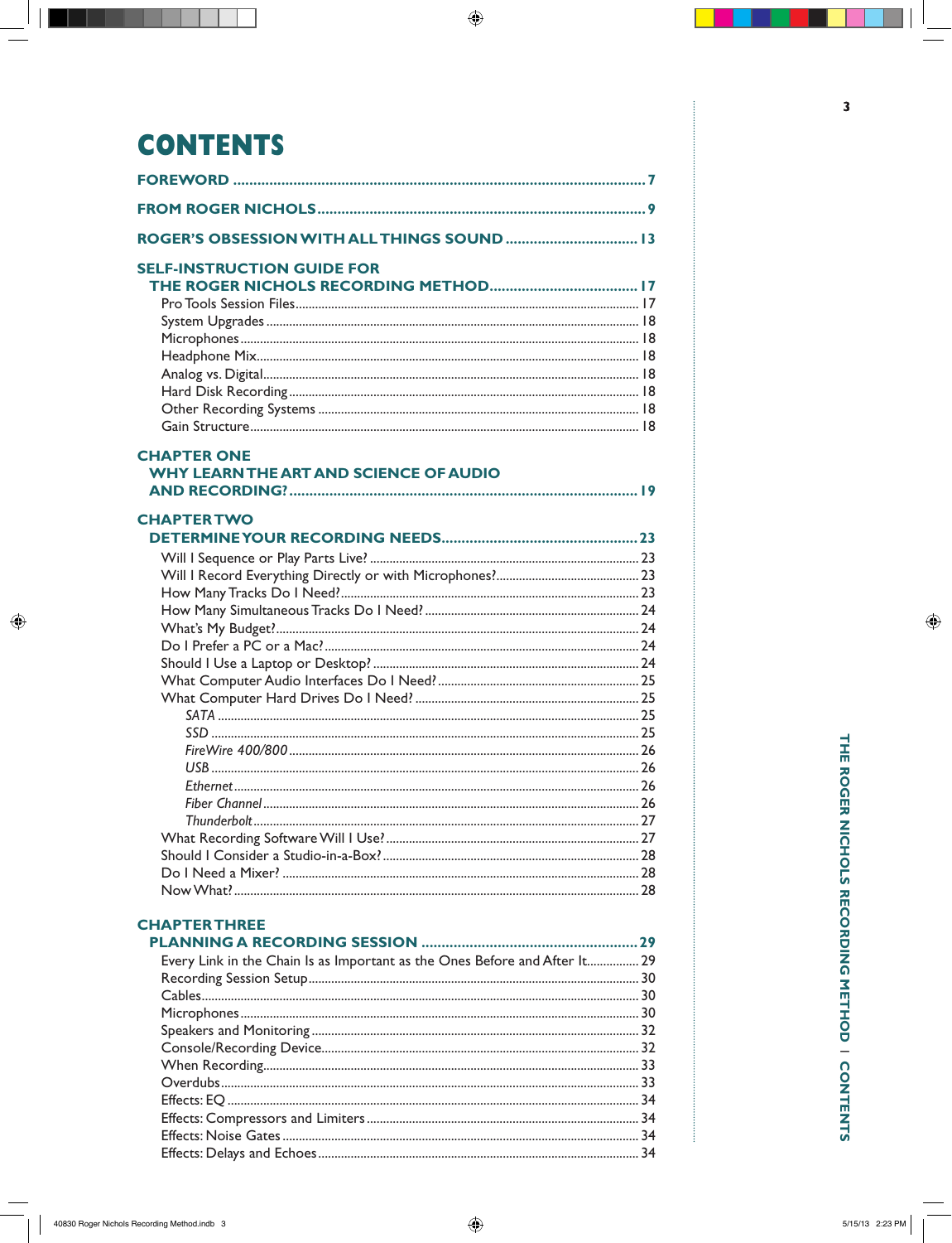# CONTENTS

**FOREWORD** ........................................................................ 7

**FROM ROGER NICHOLS** ........................................................................ 9

**ROGER'S OBSESSION WITH ALL THINGS SOUND** ........................................................................ 13

**SELF-INSTRUCTION GUIDE FOR THE ROGER NICHOLS RECORDING METHOD** ........................................................................ 17

- Pro Tools Session Files ........................................................................ 17
- System Upgrades ........................................................................ 18
- Microphones ........................................................................ 18
- Headphone Mix ........................................................................ 18
- Analog vs. Digital ........................................................................ 18
- Hard Disk Recording ........................................................................ 18
- Other Recording Systems ........................................................................ 18
- Gain Structure ........................................................................ 18

**CHAPTER ONE**
**WHY LEARN THE ART AND SCIENCE OF AUDIO AND RECORDING?** ........................................................................ 19

**CHAPTER TWO**
**DETERMINE YOUR RECORDING NEEDS** ........................................................................ 23

- Will I Sequence or Play Parts Live? ........................................................................ 23
- Will I Record Everything Directly or with Microphones? ........................................................................ 23
- How Many Tracks Do I Need? ........................................................................ 23
- How Many Simultaneous Tracks Do I Need? ........................................................................ 24
- What's My Budget? ........................................................................ 24
- Do I Prefer a PC or a Mac? ........................................................................ 24
- Should I Use a Laptop or Desktop? ........................................................................ 24
- What Computer Audio Interfaces Do I Need? ........................................................................ 25
- What Computer Hard Drives Do I Need? ........................................................................ 25
  - *SATA* ........................................................................ 25
  - *SSD* ........................................................................ 25
  - *FireWire 400/800* ........................................................................ 26
  - *USB* ........................................................................ 26
  - *Ethernet* ........................................................................ 26
  - *Fiber Channel* ........................................................................ 26
  - *Thunderbolt* ........................................................................ 27
- What Recording Software Will I Use? ........................................................................ 27
- Should I Consider a Studio-in-a-Box? ........................................................................ 28
- Do I Need a Mixer? ........................................................................ 28
- Now What? ........................................................................ 28

**CHAPTER THREE**
**PLANNING A RECORDING SESSION** ........................................................................ 29

- Every Link in the Chain Is as Important as the Ones Before and After It ........................................................................ 29
- Recording Session Setup ........................................................................ 30
- Cables ........................................................................ 30
- Microphones ........................................................................ 30
- Speakers and Monitoring ........................................................................ 32
- Console/Recording Device ........................................................................ 32
- When Recording ........................................................................ 33
- Overdubs ........................................................................ 33
- Effects: EQ ........................................................................ 34
- Effects: Compressors and Limiters ........................................................................ 34
- Effects: Noise Gates ........................................................................ 34
- Effects: Delays and Echoes ........................................................................ 34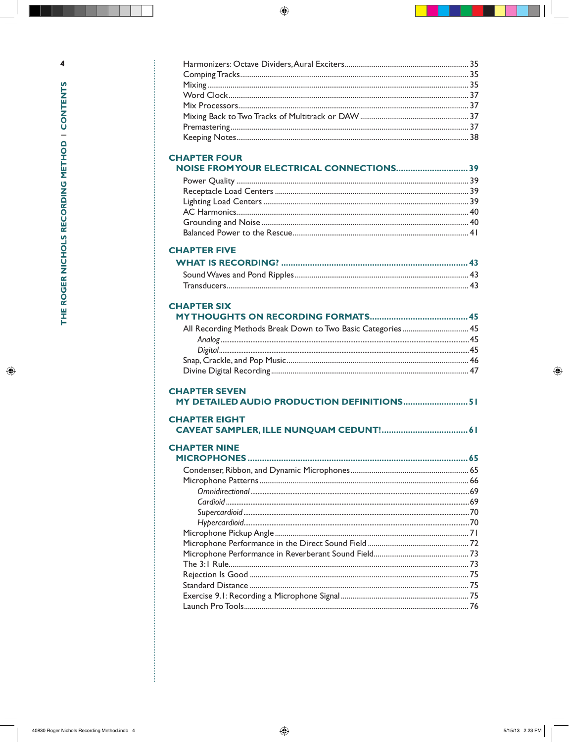Harmonizers: Octave Dividers, Aural Exciters ... 35
Comping Tracks ... 35
Mixing ... 35
Word Clock ... 37
Mix Processors ... 37
Mixing Back to Two Tracks of Multitrack or DAW ... 37
Premastering ... 37
Keeping Notes ... 38

## CHAPTER FOUR
## NOISE FROM YOUR ELECTRICAL CONNECTIONS ... 39

Power Quality ... 39
Receptacle Load Centers ... 39
Lighting Load Centers ... 39
AC Harmonics ... 40
Grounding and Noise ... 40
Balanced Power to the Rescue ... 41

## CHAPTER FIVE
## WHAT IS RECORDING? ... 43

Sound Waves and Pond Ripples ... 43
Transducers ... 43

## CHAPTER SIX
## MY THOUGHTS ON RECORDING FORMATS ... 45

All Recording Methods Break Down to Two Basic Categories ... 45
- *Analog* ... 45
- *Digital* ... 45

Snap, Crackle, and Pop Music ... 46
Divine Digital Recording ... 47

## CHAPTER SEVEN
## MY DETAILED AUDIO PRODUCTION DEFINITIONS ... 51

## CHAPTER EIGHT
## CAVEAT SAMPLER, ILLE NUNQUAM CEDUNT! ... 61

## CHAPTER NINE
## MICROPHONES ... 65

Condenser, Ribbon, and Dynamic Microphones ... 65
Microphone Patterns ... 66
- *Omnidirectional* ... 69
- *Cardioid* ... 69
- *Supercardioid* ... 70
- *Hypercardioid* ... 70

Microphone Pickup Angle ... 71
Microphone Performance in the Direct Sound Field ... 72
Microphone Performance in Reverberant Sound Field ... 73
The 3:1 Rule ... 73
Rejection Is Good ... 75
Standard Distance ... 75
Exercise 9.1: Recording a Microphone Signal ... 75
Launch Pro Tools ... 76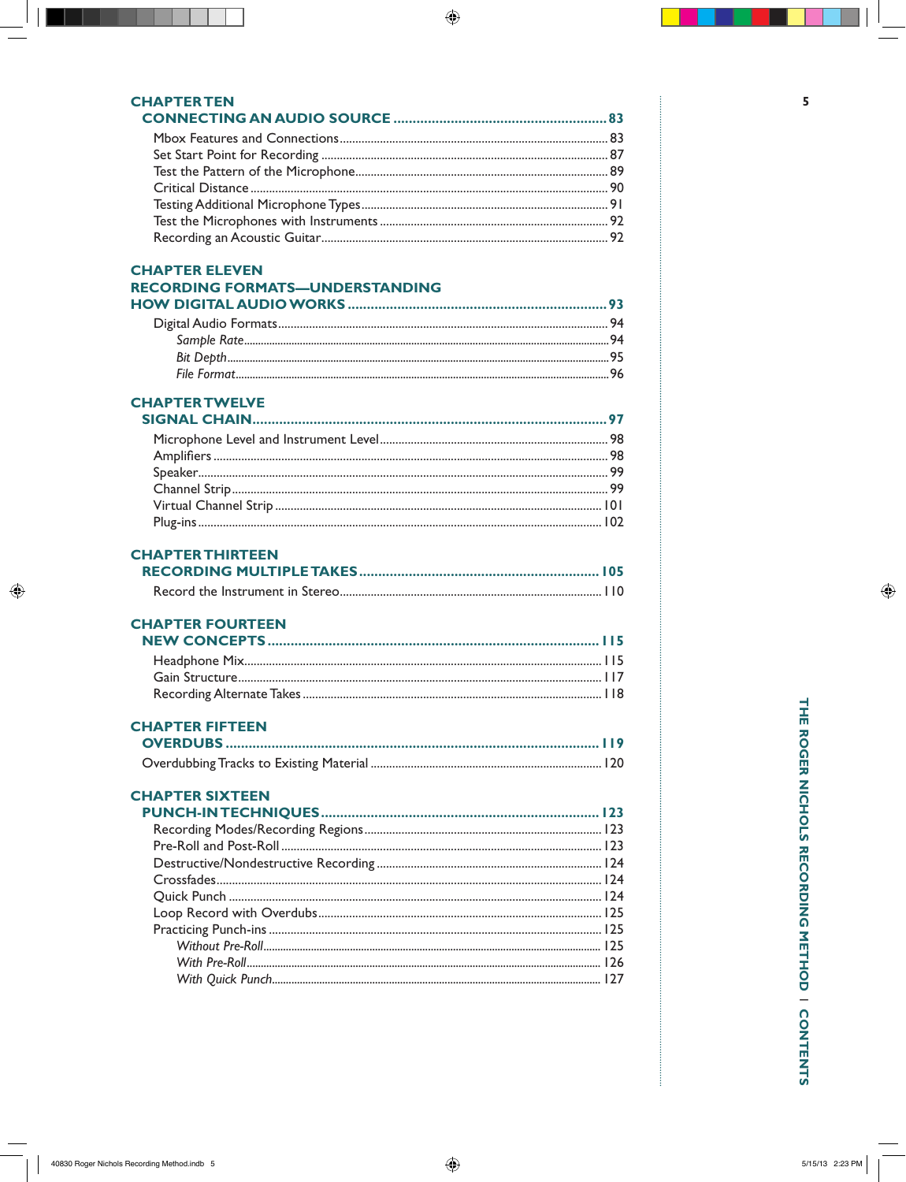## CHAPTER TEN
### CONNECTING AN AUDIO SOURCE ........................................................ 83

Mbox Features and Connections ........................................................ 83
Set Start Point for Recording ........................................................ 87
Test the Pattern of the Microphone ........................................................ 89
Critical Distance ........................................................ 90
Testing Additional Microphone Types ........................................................ 91
Test the Microphones with Instruments ........................................................ 92
Recording an Acoustic Guitar ........................................................ 92

## CHAPTER ELEVEN
### RECORDING FORMATS—UNDERSTANDING HOW DIGITAL AUDIO WORKS ........................................................ 93

Digital Audio Formats ........................................................ 94
- *Sample Rate* ........................................................ 94
- *Bit Depth* ........................................................ 95
- *File Format* ........................................................ 96

## CHAPTER TWELVE
### SIGNAL CHAIN ........................................................ 97

Microphone Level and Instrument Level ........................................................ 98
Amplifiers ........................................................ 98
Speaker ........................................................ 99
Channel Strip ........................................................ 99
Virtual Channel Strip ........................................................ 101
Plug-ins ........................................................ 102

## CHAPTER THIRTEEN
### RECORDING MULTIPLE TAKES ........................................................ 105

Record the Instrument in Stereo ........................................................ 110

## CHAPTER FOURTEEN
### NEW CONCEPTS ........................................................ 115

Headphone Mix ........................................................ 115
Gain Structure ........................................................ 117
Recording Alternate Takes ........................................................ 118

## CHAPTER FIFTEEN
### OVERDUBS ........................................................ 119

Overdubbing Tracks to Existing Material ........................................................ 120

## CHAPTER SIXTEEN
### PUNCH-IN TECHNIQUES ........................................................ 123

Recording Modes/Recording Regions ........................................................ 123
Pre-Roll and Post-Roll ........................................................ 123
Destructive/Nondestructive Recording ........................................................ 124
Crossfades ........................................................ 124
Quick Punch ........................................................ 124
Loop Record with Overdubs ........................................................ 125
Practicing Punch-ins ........................................................ 125
- *Without Pre-Roll* ........................................................ 125
- *With Pre-Roll* ........................................................ 126
- *With Quick Punch* ........................................................ 127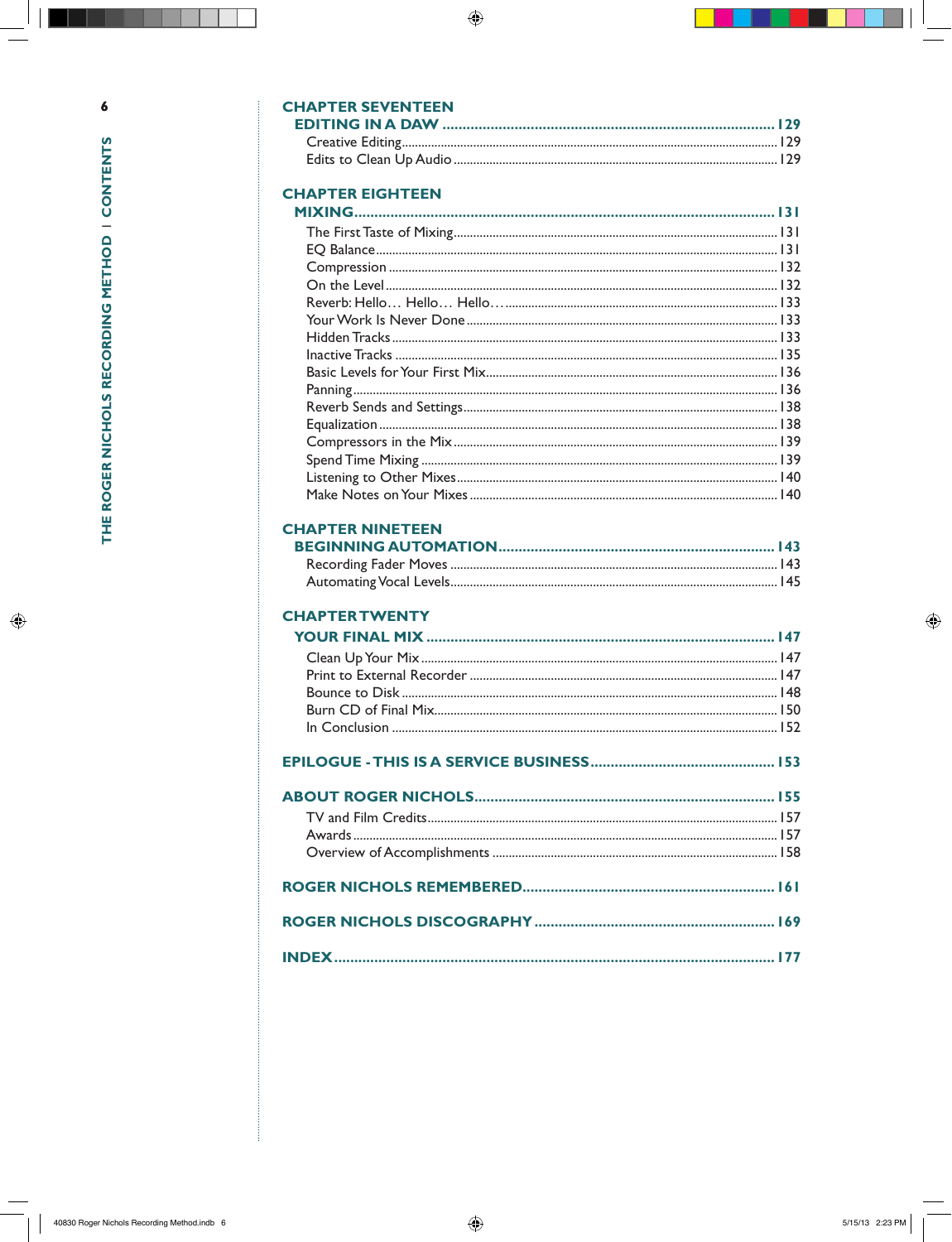## CHAPTER SEVENTEEN

### EDITING IN A DAW ........................................ 129

Creative Editing ........................................ 129
Edits to Clean Up Audio ........................................ 129

## CHAPTER EIGHTEEN

### MIXING ........................................ 131

The First Taste of Mixing ........................................ 131
EQ Balance ........................................ 131
Compression ........................................ 132
On the Level ........................................ 132
Reverb: Hello… Hello… Hello… ........................................ 133
Your Work Is Never Done ........................................ 133
Hidden Tracks ........................................ 133
Inactive Tracks ........................................ 135
Basic Levels for Your First Mix ........................................ 136
Panning ........................................ 136
Reverb Sends and Settings ........................................ 138
Equalization ........................................ 138
Compressors in the Mix ........................................ 139
Spend Time Mixing ........................................ 139
Listening to Other Mixes ........................................ 140
Make Notes on Your Mixes ........................................ 140

## CHAPTER NINETEEN

### BEGINNING AUTOMATION ........................................ 143

Recording Fader Moves ........................................ 143
Automating Vocal Levels ........................................ 145

## CHAPTER TWENTY

### YOUR FINAL MIX ........................................ 147

Clean Up Your Mix ........................................ 147
Print to External Recorder ........................................ 147
Bounce to Disk ........................................ 148
Burn CD of Final Mix ........................................ 150
In Conclusion ........................................ 152

## EPILOGUE - THIS IS A SERVICE BUSINESS ........................................ 153

## ABOUT ROGER NICHOLS ........................................ 155

TV and Film Credits ........................................ 157
Awards ........................................ 157
Overview of Accomplishments ........................................ 158

## ROGER NICHOLS REMEMBERED ........................................ 161

## ROGER NICHOLS DISCOGRAPHY ........................................ 169

## INDEX ........................................ 177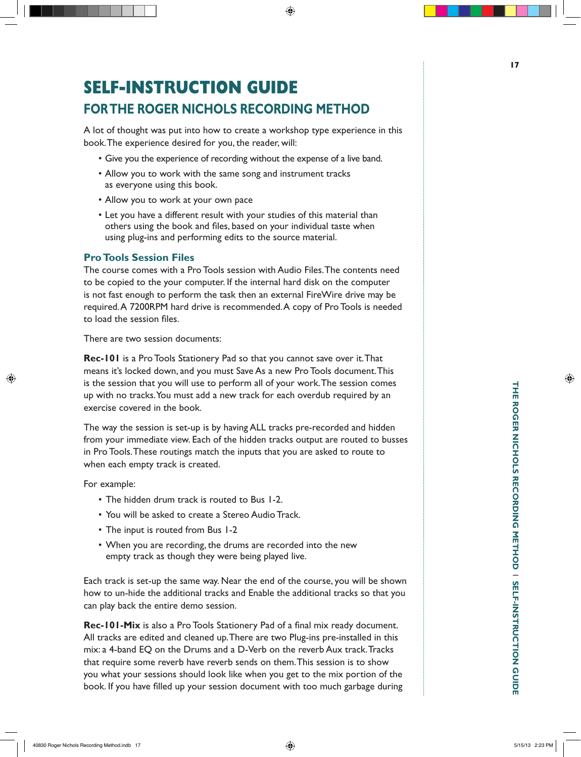# SELF-INSTRUCTION GUIDE

## FOR THE ROGER NICHOLS RECORDING METHOD

A lot of thought was put into how to create a workshop type experience in this book. The experience desired for you, the reader, will:

- Give you the experience of recording without the expense of a live band.
- Allow you to work with the same song and instrument tracks as everyone using this book.
- Allow you to work at your own pace
- Let you have a different result with your studies of this material than others using the book and files, based on your individual taste when using plug-ins and performing edits to the source material.

### Pro Tools Session Files

The course comes with a Pro Tools session with Audio Files. The contents need to be copied to the your computer. If the internal hard disk on the computer is not fast enough to perform the task then an external FireWire drive may be required. A 7200RPM hard drive is recommended. A copy of Pro Tools is needed to load the session files.

There are two session documents:

**Rec-101** is a Pro Tools Stationery Pad so that you cannot save over it. That means it's locked down, and you must Save As a new Pro Tools document. This is the session that you will use to perform all of your work. The session comes up with no tracks. You must add a new track for each overdub required by an exercise covered in the book.

The way the session is set-up is by having ALL tracks pre-recorded and hidden from your immediate view. Each of the hidden tracks output are routed to busses in Pro Tools. These routings match the inputs that you are asked to route to when each empty track is created.

For example:

- The hidden drum track is routed to Bus 1-2.
- You will be asked to create a Stereo Audio Track.
- The input is routed from Bus 1-2
- When you are recording, the drums are recorded into the new empty track as though they were being played live.

Each track is set-up the same way. Near the end of the course, you will be shown how to un-hide the additional tracks and Enable the additional tracks so that you can play back the entire demo session.

**Rec-101-Mix** is also a Pro Tools Stationery Pad of a final mix ready document. All tracks are edited and cleaned up. There are two Plug-ins pre-installed in this mix: a 4-band EQ on the Drums and a D-Verb on the reverb Aux track. Tracks that require some reverb have reverb sends on them. This session is to show you what your sessions should look like when you get to the mix portion of the book. If you have filled up your session document with too much garbage during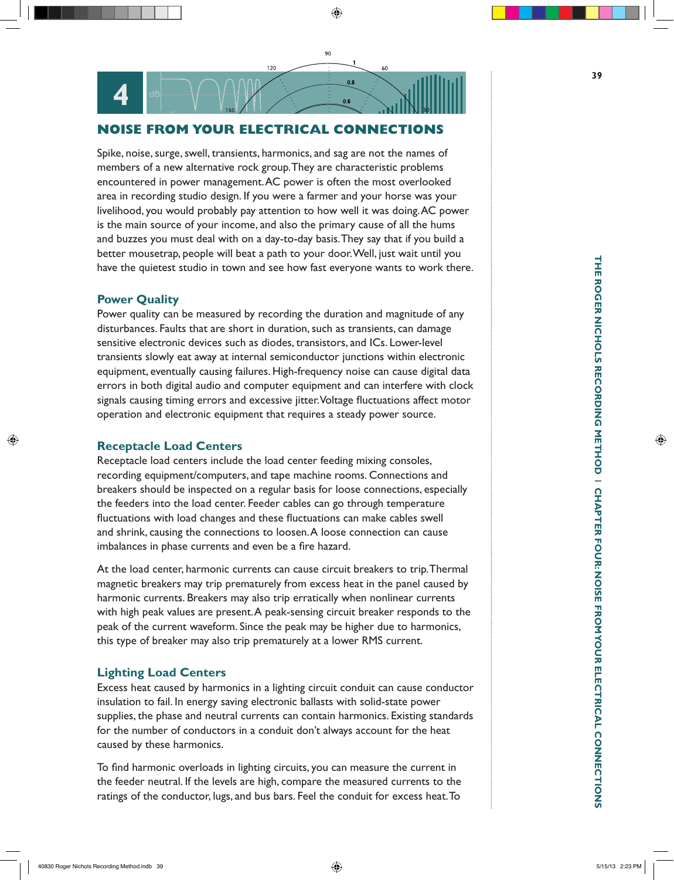# 4 NOISE FROM YOUR ELECTRICAL CONNECTIONS

Spike, noise, surge, swell, transients, harmonics, and sag are not the names of members of a new alternative rock group. They are characteristic problems encountered in power management. AC power is often the most overlooked area in recording studio design. If you were a farmer and your horse was your livelihood, you would probably pay attention to how well it was doing. AC power is the main source of your income, and also the primary cause of all the hums and buzzes you must deal with on a day-to-day basis. They say that if you build a better mousetrap, people will beat a path to your door. Well, just wait until you have the quietest studio in town and see how fast everyone wants to work there.

## Power Quality

Power quality can be measured by recording the duration and magnitude of any disturbances. Faults that are short in duration, such as transients, can damage sensitive electronic devices such as diodes, transistors, and ICs. Lower-level transients slowly eat away at internal semiconductor junctions within electronic equipment, eventually causing failures. High-frequency noise can cause digital data errors in both digital audio and computer equipment and can interfere with clock signals causing timing errors and excessive jitter. Voltage fluctuations affect motor operation and electronic equipment that requires a steady power source.

## Receptacle Load Centers

Receptacle load centers include the load center feeding mixing consoles, recording equipment/computers, and tape machine rooms. Connections and breakers should be inspected on a regular basis for loose connections, especially the feeders into the load center. Feeder cables can go through temperature fluctuations with load changes and these fluctuations can make cables swell and shrink, causing the connections to loosen. A loose connection can cause imbalances in phase currents and even be a fire hazard.

At the load center, harmonic currents can cause circuit breakers to trip. Thermal magnetic breakers may trip prematurely from excess heat in the panel caused by harmonic currents. Breakers may also trip erratically when nonlinear currents with high peak values are present. A peak-sensing circuit breaker responds to the peak of the current waveform. Since the peak may be higher due to harmonics, this type of breaker may also trip prematurely at a lower RMS current.

## Lighting Load Centers

Excess heat caused by harmonics in a lighting circuit conduit can cause conductor insulation to fail. In energy saving electronic ballasts with solid-state power supplies, the phase and neutral currents can contain harmonics. Existing standards for the number of conductors in a conduit don't always account for the heat caused by these harmonics.

To find harmonic overloads in lighting circuits, you can measure the current in the feeder neutral. If the levels are high, compare the measured currents to the ratings of the conductor, lugs, and bus bars. Feel the conduit for excess heat. To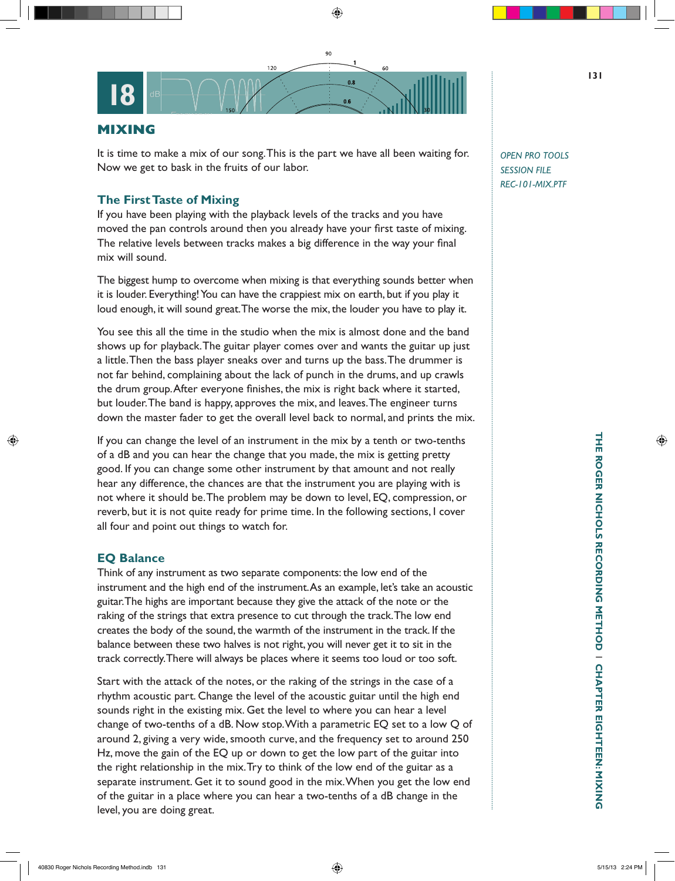# 18 MIXING

It is time to make a mix of our song. This is the part we have all been waiting for. Now we get to bask in the fruits of our labor.

*OPEN PRO TOOLS SESSION FILE REC-101-MIX.PTF*

## The First Taste of Mixing

If you have been playing with the playback levels of the tracks and you have moved the pan controls around then you already have your first taste of mixing. The relative levels between tracks makes a big difference in the way your final mix will sound.

The biggest hump to overcome when mixing is that everything sounds better when it is louder. Everything! You can have the crappiest mix on earth, but if you play it loud enough, it will sound great. The worse the mix, the louder you have to play it.

You see this all the time in the studio when the mix is almost done and the band shows up for playback. The guitar player comes over and wants the guitar up just a little. Then the bass player sneaks over and turns up the bass. The drummer is not far behind, complaining about the lack of punch in the drums, and up crawls the drum group. After everyone finishes, the mix is right back where it started, but louder. The band is happy, approves the mix, and leaves. The engineer turns down the master fader to get the overall level back to normal, and prints the mix.

If you can change the level of an instrument in the mix by a tenth or two-tenths of a dB and you can hear the change that you made, the mix is getting pretty good. If you can change some other instrument by that amount and not really hear any difference, the chances are that the instrument you are playing with is not where it should be. The problem may be down to level, EQ, compression, or reverb, but it is not quite ready for prime time. In the following sections, I cover all four and point out things to watch for.

## EQ Balance

Think of any instrument as two separate components: the low end of the instrument and the high end of the instrument. As an example, let's take an acoustic guitar. The highs are important because they give the attack of the note or the raking of the strings that extra presence to cut through the track. The low end creates the body of the sound, the warmth of the instrument in the track. If the balance between these two halves is not right, you will never get it to sit in the track correctly. There will always be places where it seems too loud or too soft.

Start with the attack of the notes, or the raking of the strings in the case of a rhythm acoustic part. Change the level of the acoustic guitar until the high end sounds right in the existing mix. Get the level to where you can hear a level change of two-tenths of a dB. Now stop. With a parametric EQ set to a low Q of around 2, giving a very wide, smooth curve, and the frequency set to around 250 Hz, move the gain of the EQ up or down to get the low part of the guitar into the right relationship in the mix. Try to think of the low end of the guitar as a separate instrument. Get it to sound good in the mix. When you get the low end of the guitar in a place where you can hear a two-tenths of a dB change in the level, you are doing great.